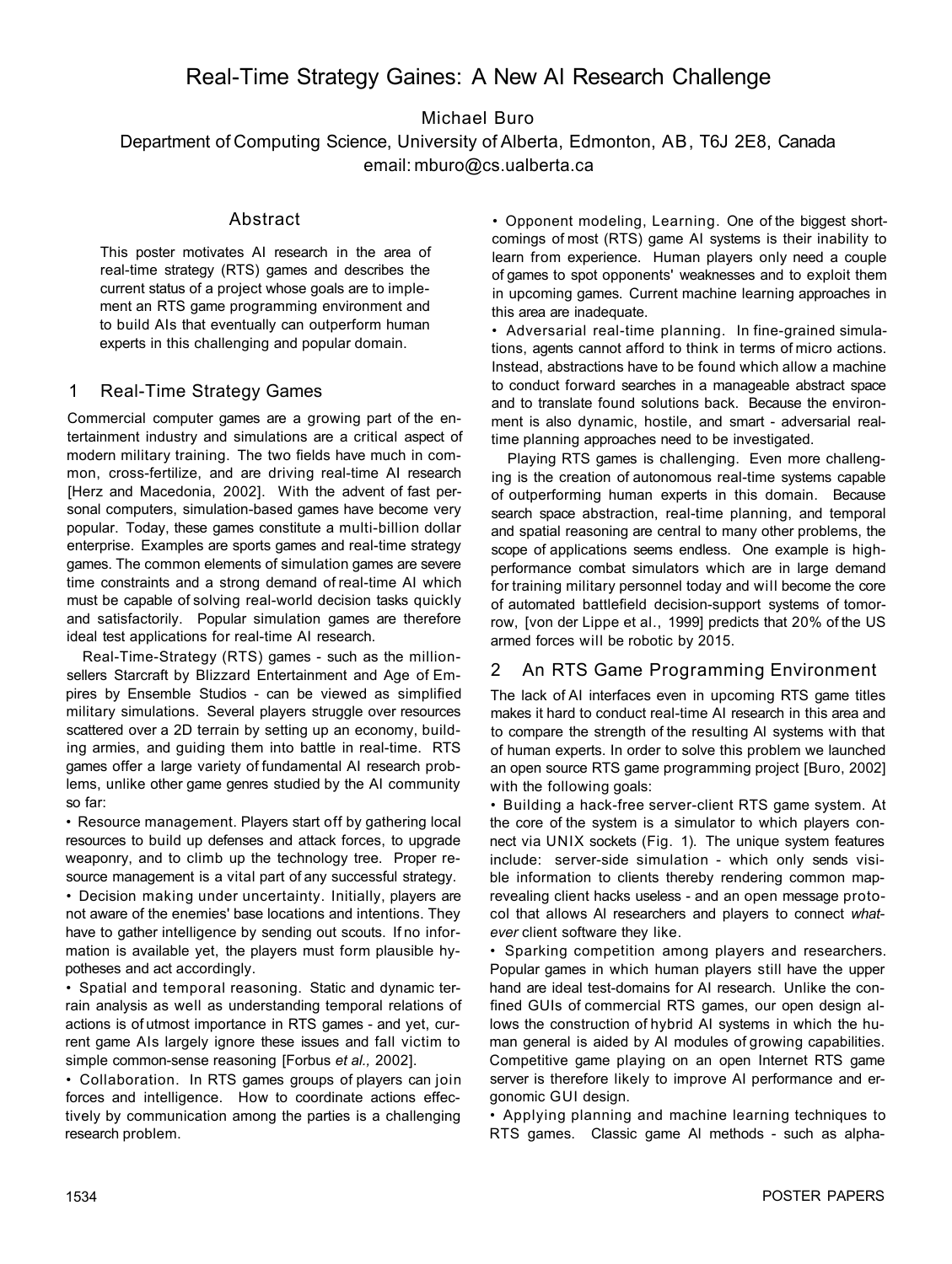# Real-Time Strategy Gaines: A New AI Research Challenge

Michael Buro

Department of Computing Science, University of Alberta, Edmonton, AB, T6J 2E8, Canada

email: mburo@cs.ualberta.ca

## Abstract

This poster motivates AI research in the area of real-time strategy (RTS) games and describes the current status of a project whose goals are to implement an RTS game programming environment and to build AIs that eventually can outperform human experts in this challenging and popular domain.

## 1 Real-Time Strategy Games

Commercial computer games are a growing part of the entertainment industry and simulations are a critical aspect of modern military training. The two fields have much in common, cross-fertilize, and are driving real-time AI research [Herz and Macedonia, 2002]. With the advent of fast personal computers, simulation-based games have become very popular. Today, these games constitute a multi-billion dollar enterprise. Examples are sports games and real-time strategy games. The common elements of simulation games are severe time constraints and a strong demand of real-time AI which must be capable of solving real-world decision tasks quickly and satisfactorily. Popular simulation games are therefore ideal test applications for real-time AI research.

Real-Time-Strategy (RTS) games - such as the million-sellers Starcraft by Blizzard Entertainment and Age of Empires by Ensemble Studios - can be viewed as simplified military simulations. Several players struggle over resources scattered over a 2D terrain by setting up an economy, building armies, and guiding them into battle in real-time. RTS games offer a large variety of fundamental AI research problems, unlike other game genres studied by the AI community so far:

- Resource management. Players start off by gathering local resources to build up defenses and attack forces, to upgrade weaponry, and to climb up the technology tree. Proper resource management is a vital part of any successful strategy.
- Decision making under uncertainty. Initially, players are not aware of the enemies' base locations and intentions. They have to gather intelligence by sending out scouts. If no information is available yet, the players must form plausible hypotheses and act accordingly.
- Spatial and temporal reasoning. Static and dynamic terrain analysis as well as understanding temporal relations of actions is of utmost importance in RTS games - and yet, current game AIs largely ignore these issues and fall victim to simple common-sense reasoning [Forbus *et al.,* 2002].
- Collaboration. In RTS games groups of players can join forces and intelligence. How to coordinate actions effectively by communication among the parties is a challenging research problem.
- Opponent modeling, Learning. One of the biggest shortcomings of most (RTS) game AI systems is their inability to learn from experience. Human players only need a couple of games to spot opponents' weaknesses and to exploit them in upcoming games. Current machine learning approaches in this area are inadequate.
- Adversarial real-time planning. In fine-grained simulations, agents cannot afford to think in terms of micro actions. Instead, abstractions have to be found which allow a machine to conduct forward searches in a manageable abstract space and to translate found solutions back. Because the environment is also dynamic, hostile, and smart - adversarial real-time planning approaches need to be investigated.

Playing RTS games is challenging. Even more challenging is the creation of autonomous real-time systems capable of outperforming human experts in this domain. Because search space abstraction, real-time planning, and temporal and spatial reasoning are central to many other problems, the scope of applications seems endless. One example is high-performance combat simulators which are in large demand for training military personnel today and will become the core of automated battlefield decision-support systems of tomorrow, [von der Lippe et al., 1999] predicts that 20% of the US armed forces will be robotic by 2015.

## 2 An RTS Game Programming Environment

The lack of AI interfaces even in upcoming RTS game titles makes it hard to conduct real-time AI research in this area and to compare the strength of the resulting AI systems with that of human experts. In order to solve this problem we launched an open source RTS game programming project [Buro, 2002] with the following goals:

- Building a hack-free server-client RTS game system. At the core of the system is a simulator to which players connect via UNIX sockets (Fig. 1). The unique system features include: server-side simulation - which only sends visible information to clients thereby rendering common map-revealing client hacks useless - and an open message protocol that allows AI researchers and players to connect *whatever* client software they like.
- Sparking competition among players and researchers. Popular games in which human players still have the upper hand are ideal test-domains for AI research. Unlike the confined GUIs of commercial RTS games, our open design allows the construction of hybrid AI systems in which the human general is aided by AI modules of growing capabilities. Competitive game playing on an open Internet RTS game server is therefore likely to improve AI performance and ergonomic GUI design.
- Applying planning and machine learning techniques to RTS games. Classic game AI methods - such as alpha-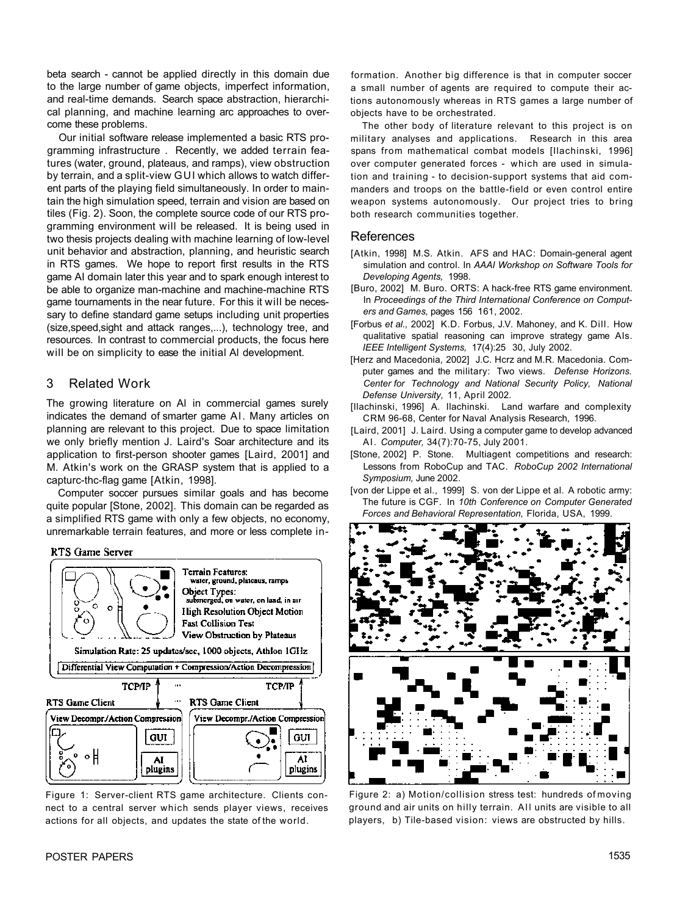beta search - cannot be applied directly in this domain due to the large number of game objects, imperfect information, and real-time demands. Search space abstraction, hierarchical planning, and machine learning arc approaches to overcome these problems.

Our initial software release implemented a basic RTS programming infrastructure . Recently, we added terrain features (water, ground, plateaus, and ramps), view obstruction by terrain, and a split-view GUI which allows to watch different parts of the playing field simultaneously. In order to maintain the high simulation speed, terrain and vision are based on tiles (Fig. 2). Soon, the complete source code of our RTS programming environment will be released. It is being used in two thesis projects dealing with machine learning of low-level unit behavior and abstraction, planning, and heuristic search in RTS games. We hope to report first results in the RTS game AI domain later this year and to spark enough interest to be able to organize man-machine and machine-machine RTS game tournaments in the near future. For this it will be necessary to define standard game setups including unit properties (size,speed,sight and attack ranges,...), technology tree, and resources. In contrast to commercial products, the focus here will be on simplicity to ease the initial AI development.

## 3 Related Work

The growing literature on AI in commercial games surely indicates the demand of smarter game AI. Many articles on planning are relevant to this project. Due to space limitation we only briefly mention J. Laird's Soar architecture and its application to first-person shooter games [Laird, 2001] and M. Atkin's work on the GRASP system that is applied to a capturc-thc-flag game [Atkin, 1998].

Computer soccer pursues similar goals and has become quite popular [Stone, 2002]. This domain can be regarded as a simplified RTS game with only a few objects, no economy, unremarkable terrain features, and more or less complete information. Another big difference is that in computer soccer a small number of agents are required to compute their actions autonomously whereas in RTS games a large number of objects have to be orchestrated.

RTS Game Server

Terrain Features: water, ground, plateaus, ramps
Object Types: submerged, on water, on land, in air
High Resolution Object Motion
Fast Collision Test
View Obstruction by Plateaus

Simulation Rate: 25 updates/sec, 1000 objects, Athlon 1GHz

Differential View Computation + Compression/Action Decompression

TCP/IP ... TCP/IP

RTS Game Client ... RTS Game Client

View Decompr./Action Compression

GUI

AI plugins

Figure 1: Server-client RTS game architecture. Clients connect to a central server which sends player views, receives actions for all objects, and updates the state of the world.

The other body of literature relevant to this project is on military analyses and applications. Research in this area spans from mathematical combat models [Ilachinski, 1996] over computer generated forces - which are used in simulation and training - to decision-support systems that aid commanders and troops on the battle-field or even control entire weapon systems autonomously. Our project tries to bring both research communities together.

## References

[Atkin, 1998] M.S. Atkin. AFS and HAC: Domain-general agent simulation and control. In *AAAI Workshop on Software Tools for Developing Agents,* 1998.

[Buro, 2002] M. Buro. ORTS: A hack-free RTS game environment. In *Proceedings of the Third International Conference on Computers and Games,* pages 156 161, 2002.

[Forbus *et al.,* 2002] K.D. Forbus, J.V. Mahoney, and K. Dill. How qualitative spatial reasoning can improve strategy game AIs. *IEEE Intelligent Systems,* 17(4):25 30, July 2002.

[Herz and Macedonia, 2002] J.C. Hcrz and M.R. Macedonia. Computer games and the military: Two views. *Defense Horizons. Center for Technology and National Security Policy, National Defense University,* 11, April 2002.

[Ilachinski, 1996] A. Ilachinski. Land warfare and complexity CRM 96-68, Center for Naval Analysis Research, 1996.

[Laird, 2001] J. Laird. Using a computer game to develop advanced AI. *Computer,* 34(7):70-75, July 2001.

[Stone, 2002] P. Stone. Multiagent competitions and research: Lessons from RoboCup and TAC. *RoboCup 2002 International Symposium,* June 2002.

[von der Lippe et al., 1999] S. von der Lippe et al. A robotic army: The future is CGF. In *10th Conference on Computer Generated Forces and Behavioral Representation,* Florida, USA, 1999.

Figure 2: a) Motion/collision stress test: hundreds of moving ground and air units on hilly terrain. All units are visible to all players, b) Tile-based vision: views are obstructed by hills.